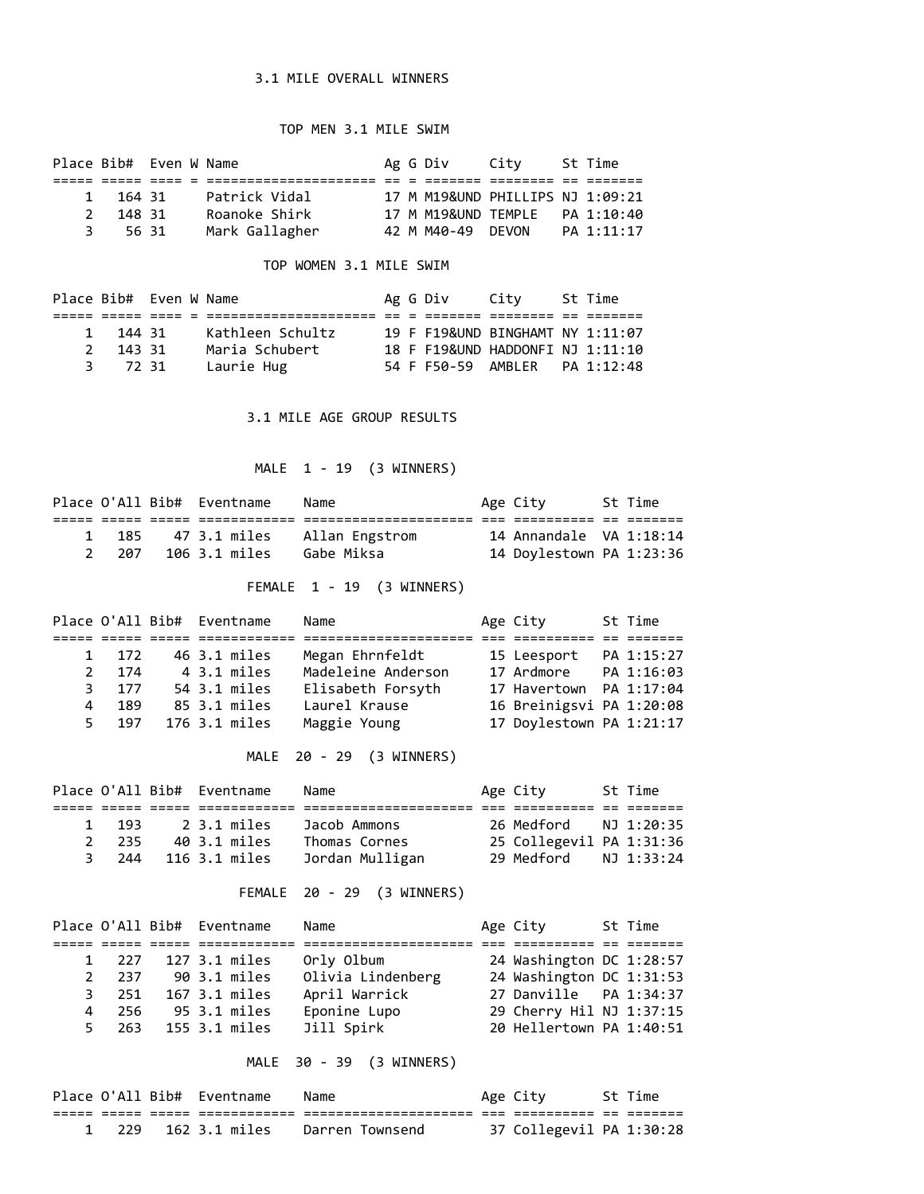## 3.1 MILE OVERALL WINNERS

### TOP MEN 3.1 MILE SWIM

| Place | Bib# | Even | W | Name | Ag | G | Div | City | St | Time |
|---|---|---|---|---|---|---|---|---|---|---|
| 1 | 164 | 31 | | Patrick Vidal | 17 | M | M19&UND | PHILLIPS | NJ | 1:09:21 |
| 2 | 148 | 31 | | Roanoke Shirk | 17 | M | M19&UND | TEMPLE | PA | 1:10:40 |
| 3 | 56 | 31 | | Mark Gallagher | 42 | M | M40-49 | DEVON | PA | 1:11:17 |

### TOP WOMEN 3.1 MILE SWIM

| Place | Bib# | Even | W | Name | Ag | G | Div | City | St | Time |
|---|---|---|---|---|---|---|---|---|---|---|
| 1 | 144 | 31 | | Kathleen Schultz | 19 | F | F19&UND | BINGHAMT | NY | 1:11:07 |
| 2 | 143 | 31 | | Maria Schubert | 18 | F | F19&UND | HADDONFI | NJ | 1:11:10 |
| 3 | 72 | 31 | | Laurie Hug | 54 | F | F50-59 | AMBLER | PA | 1:12:48 |

## 3.1 MILE AGE GROUP RESULTS

### MALE 1 - 19 (3 WINNERS)

| Place | O'All | Bib# | Eventname | Name | Age | City | St | Time |
|---|---|---|---|---|---|---|---|---|
| 1 | 185 | 47 | 3.1 miles | Allan Engstrom | 14 | Annandale | VA | 1:18:14 |
| 2 | 207 | 106 | 3.1 miles | Gabe Miksa | 14 | Doylestown | PA | 1:23:36 |

### FEMALE 1 - 19 (3 WINNERS)

| Place | O'All | Bib# | Eventname | Name | Age | City | St | Time |
|---|---|---|---|---|---|---|---|---|
| 1 | 172 | 46 | 3.1 miles | Megan Ehrnfeldt | 15 | Leesport | PA | 1:15:27 |
| 2 | 174 | 4 | 3.1 miles | Madeleine Anderson | 17 | Ardmore | PA | 1:16:03 |
| 3 | 177 | 54 | 3.1 miles | Elisabeth Forsyth | 17 | Havertown | PA | 1:17:04 |
| 4 | 189 | 85 | 3.1 miles | Laurel Krause | 16 | Breinigsvi | PA | 1:20:08 |
| 5 | 197 | 176 | 3.1 miles | Maggie Young | 17 | Doylestown | PA | 1:21:17 |

### MALE 20 - 29 (3 WINNERS)

| Place | O'All | Bib# | Eventname | Name | Age | City | St | Time |
|---|---|---|---|---|---|---|---|---|
| 1 | 193 | 2 | 3.1 miles | Jacob Ammons | 26 | Medford | NJ | 1:20:35 |
| 2 | 235 | 40 | 3.1 miles | Thomas Cornes | 25 | Collegevil | PA | 1:31:36 |
| 3 | 244 | 116 | 3.1 miles | Jordan Mulligan | 29 | Medford | NJ | 1:33:24 |

### FEMALE 20 - 29 (3 WINNERS)

| Place | O'All | Bib# | Eventname | Name | Age | City | St | Time |
|---|---|---|---|---|---|---|---|---|
| 1 | 227 | 127 | 3.1 miles | Orly Olbum | 24 | Washington | DC | 1:28:57 |
| 2 | 237 | 90 | 3.1 miles | Olivia Lindenberg | 24 | Washington | DC | 1:31:53 |
| 3 | 251 | 167 | 3.1 miles | April Warrick | 27 | Danville | PA | 1:34:37 |
| 4 | 256 | 95 | 3.1 miles | Eponine Lupo | 29 | Cherry Hil | NJ | 1:37:15 |
| 5 | 263 | 155 | 3.1 miles | Jill Spirk | 20 | Hellertown | PA | 1:40:51 |

### MALE 30 - 39 (3 WINNERS)

| Place | O'All | Bib# | Eventname | Name | Age | City | St | Time |
|---|---|---|---|---|---|---|---|---|
| 1 | 229 | 162 | 3.1 miles | Darren Townsend | 37 | Collegevil | PA | 1:30:28 |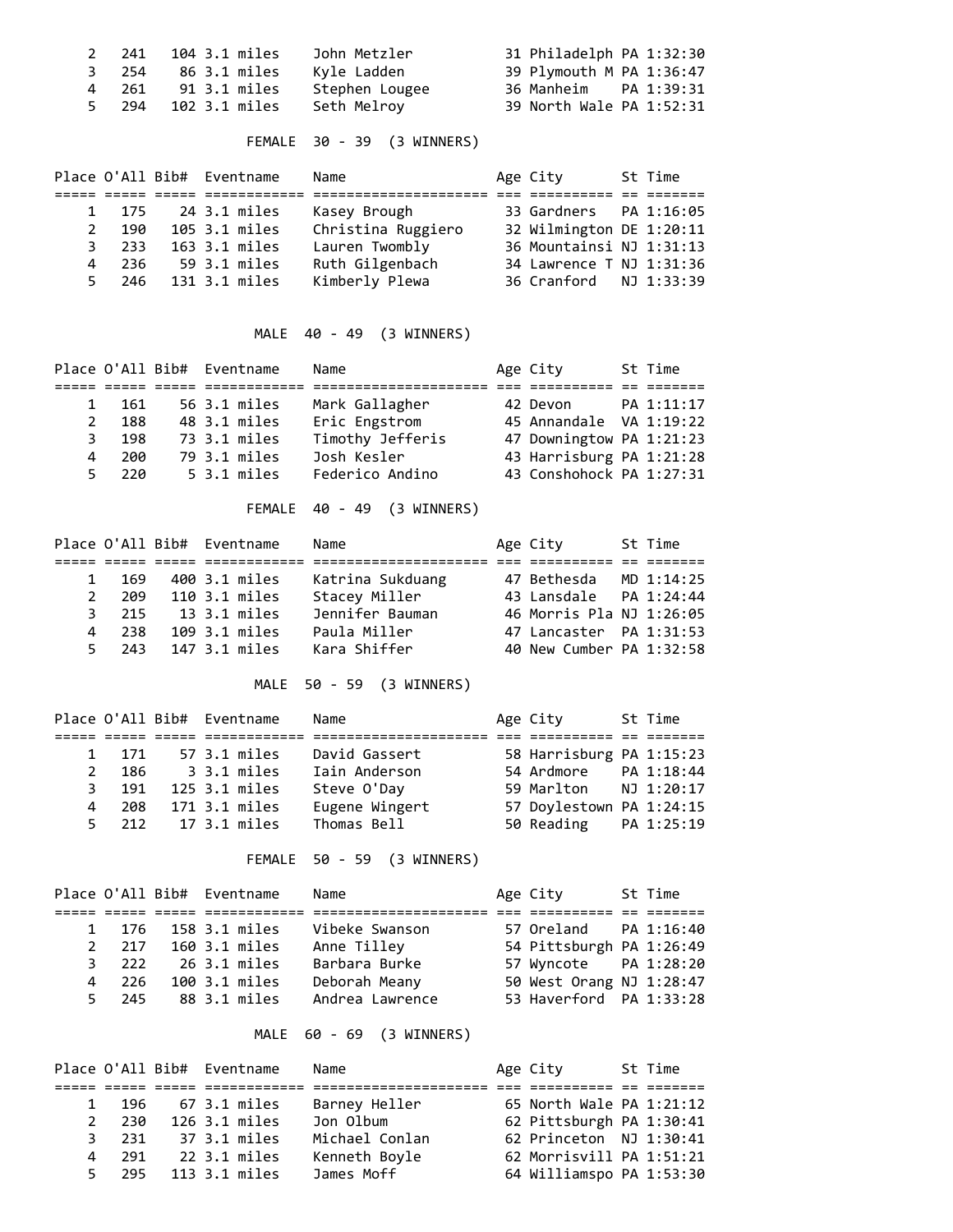| Place | O'All | Bib# | Eventname | Name | Age | City | St | Time |
|---|---|---|---|---|---|---|---|---|
| 2 | 241 | 104 | 3.1 miles | John Metzler | 31 | Philadelph | PA | 1:32:30 |
| 3 | 254 | 86 | 3.1 miles | Kyle Ladden | 39 | Plymouth M | PA | 1:36:47 |
| 4 | 261 | 91 | 3.1 miles | Stephen Lougee | 36 | Manheim | PA | 1:39:31 |
| 5 | 294 | 102 | 3.1 miles | Seth Melroy | 39 | North Wale | PA | 1:52:31 |

### FEMALE 30 - 39 (3 WINNERS)

| Place | O'All | Bib# | Eventname | Name | Age | City | St | Time |
|---|---|---|---|---|---|---|---|---|
| 1 | 175 | 24 | 3.1 miles | Kasey Brough | 33 | Gardners | PA | 1:16:05 |
| 2 | 190 | 105 | 3.1 miles | Christina Ruggiero | 32 | Wilmington | DE | 1:20:11 |
| 3 | 233 | 163 | 3.1 miles | Lauren Twombly | 36 | Mountainsi | NJ | 1:31:13 |
| 4 | 236 | 59 | 3.1 miles | Ruth Gilgenbach | 34 | Lawrence T | NJ | 1:31:36 |
| 5 | 246 | 131 | 3.1 miles | Kimberly Plewa | 36 | Cranford | NJ | 1:33:39 |

### MALE 40 - 49 (3 WINNERS)

| Place | O'All | Bib# | Eventname | Name | Age | City | St | Time |
|---|---|---|---|---|---|---|---|---|
| 1 | 161 | 56 | 3.1 miles | Mark Gallagher | 42 | Devon | PA | 1:11:17 |
| 2 | 188 | 48 | 3.1 miles | Eric Engstrom | 45 | Annandale | VA | 1:19:22 |
| 3 | 198 | 73 | 3.1 miles | Timothy Jefferis | 47 | Downingtow | PA | 1:21:23 |
| 4 | 200 | 79 | 3.1 miles | Josh Kesler | 43 | Harrisburg | PA | 1:21:28 |
| 5 | 220 | 5 | 3.1 miles | Federico Andino | 43 | Conshohock | PA | 1:27:31 |

### FEMALE 40 - 49 (3 WINNERS)

| Place | O'All | Bib# | Eventname | Name | Age | City | St | Time |
|---|---|---|---|---|---|---|---|---|
| 1 | 169 | 400 | 3.1 miles | Katrina Sukduang | 47 | Bethesda | MD | 1:14:25 |
| 2 | 209 | 110 | 3.1 miles | Stacey Miller | 43 | Lansdale | PA | 1:24:44 |
| 3 | 215 | 13 | 3.1 miles | Jennifer Bauman | 46 | Morris Pla | NJ | 1:26:05 |
| 4 | 238 | 109 | 3.1 miles | Paula Miller | 47 | Lancaster | PA | 1:31:53 |
| 5 | 243 | 147 | 3.1 miles | Kara Shiffer | 40 | New Cumber | PA | 1:32:58 |

### MALE 50 - 59 (3 WINNERS)

| Place | O'All | Bib# | Eventname | Name | Age | City | St | Time |
|---|---|---|---|---|---|---|---|---|
| 1 | 171 | 57 | 3.1 miles | David Gassert | 58 | Harrisburg | PA | 1:15:23 |
| 2 | 186 | 3 | 3.1 miles | Iain Anderson | 54 | Ardmore | PA | 1:18:44 |
| 3 | 191 | 125 | 3.1 miles | Steve O'Day | 59 | Marlton | NJ | 1:20:17 |
| 4 | 208 | 171 | 3.1 miles | Eugene Wingert | 57 | Doylestown | PA | 1:24:15 |
| 5 | 212 | 17 | 3.1 miles | Thomas Bell | 50 | Reading | PA | 1:25:19 |

### FEMALE 50 - 59 (3 WINNERS)

| Place | O'All | Bib# | Eventname | Name | Age | City | St | Time |
|---|---|---|---|---|---|---|---|---|
| 1 | 176 | 158 | 3.1 miles | Vibeke Swanson | 57 | Oreland | PA | 1:16:40 |
| 2 | 217 | 160 | 3.1 miles | Anne Tilley | 54 | Pittsburgh | PA | 1:26:49 |
| 3 | 222 | 26 | 3.1 miles | Barbara Burke | 57 | Wyncote | PA | 1:28:20 |
| 4 | 226 | 100 | 3.1 miles | Deborah Meany | 50 | West Orang | NJ | 1:28:47 |
| 5 | 245 | 88 | 3.1 miles | Andrea Lawrence | 53 | Haverford | PA | 1:33:28 |

### MALE 60 - 69 (3 WINNERS)

| Place | O'All | Bib# | Eventname | Name | Age | City | St | Time |
|---|---|---|---|---|---|---|---|---|
| 1 | 196 | 67 | 3.1 miles | Barney Heller | 65 | North Wale | PA | 1:21:12 |
| 2 | 230 | 126 | 3.1 miles | Jon Olbum | 62 | Pittsburgh | PA | 1:30:41 |
| 3 | 231 | 37 | 3.1 miles | Michael Conlan | 62 | Princeton | NJ | 1:30:41 |
| 4 | 291 | 22 | 3.1 miles | Kenneth Boyle | 62 | Morrisvill | PA | 1:51:21 |
| 5 | 295 | 113 | 3.1 miles | James Moff | 64 | Williamspo | PA | 1:53:30 |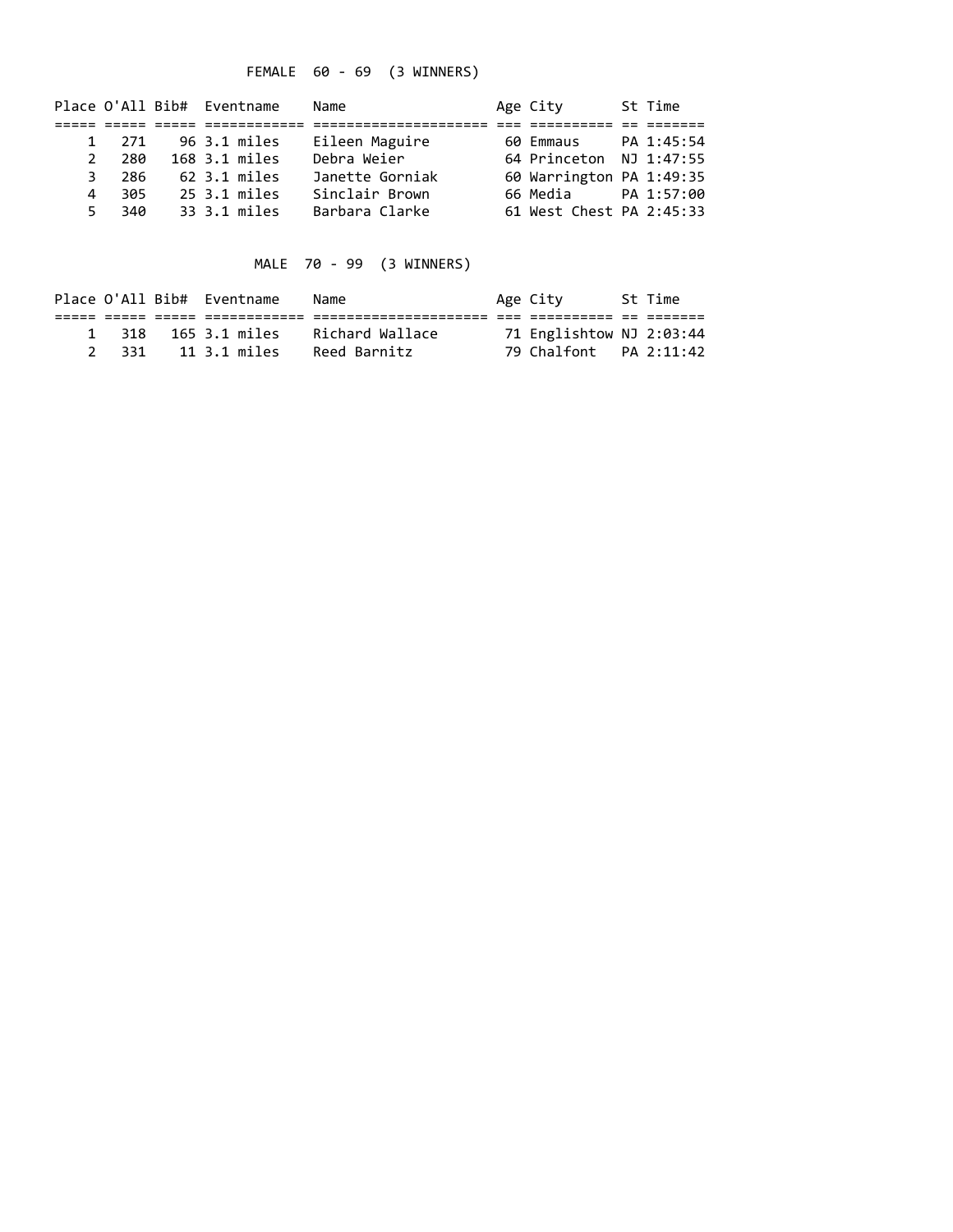FEMALE 60 - 69 (3 WINNERS)

| Place | O'All | Bib# | Eventname | Name | Age | City | St | Time |
|---|---|---|---|---|---|---|---|---|
| 1 | 271 | 96 | 3.1 miles | Eileen Maguire | 60 | Emmaus | PA | 1:45:54 |
| 2 | 280 | 168 | 3.1 miles | Debra Weier | 64 | Princeton | NJ | 1:47:55 |
| 3 | 286 | 62 | 3.1 miles | Janette Gorniak | 60 | Warrington | PA | 1:49:35 |
| 4 | 305 | 25 | 3.1 miles | Sinclair Brown | 66 | Media | PA | 1:57:00 |
| 5 | 340 | 33 | 3.1 miles | Barbara Clarke | 61 | West Chest | PA | 2:45:33 |

MALE 70 - 99 (3 WINNERS)

| Place | O'All | Bib# | Eventname | Name | Age | City | St | Time |
|---|---|---|---|---|---|---|---|---|
| 1 | 318 | 165 | 3.1 miles | Richard Wallace | 71 | Englishtow | NJ | 2:03:44 |
| 2 | 331 | 11 | 3.1 miles | Reed Barnitz | 79 | Chalfont | PA | 2:11:42 |